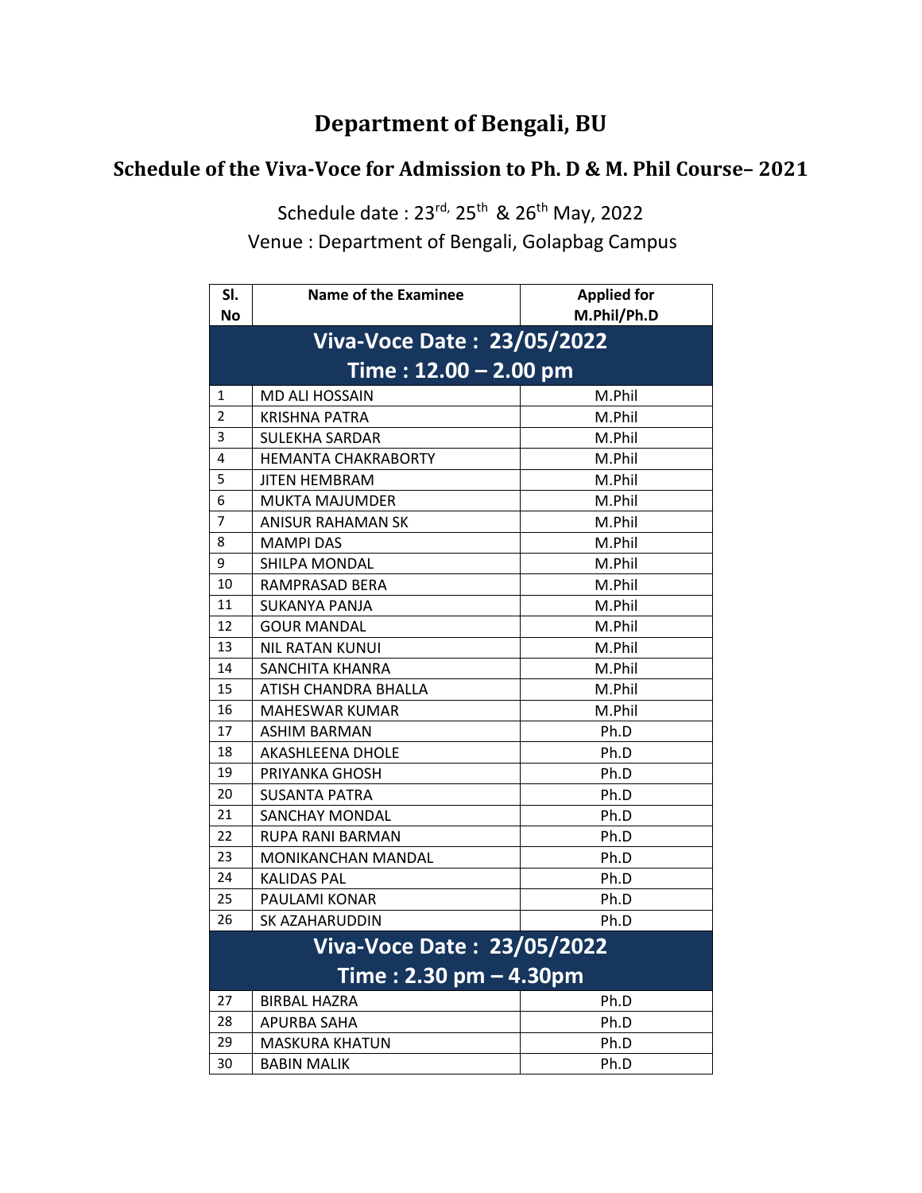# Department of Bengali, BU

## Schedule of the Viva-Voce for Admission to Ph. D & M. Phil Course– 2021

Schedule date : 23rd, 25th & 26th May, 2022

Venue : Department of Bengali, Golapbag Campus

| Sl. No | Name of the Examinee | Applied for M.Phil/Ph.D |
|---|---|---|
| **Viva-Voce Date : 23/05/2022 Time : 12.00 – 2.00 pm** | | |
| 1 | MD ALI HOSSAIN | M.Phil |
| 2 | KRISHNA PATRA | M.Phil |
| 3 | SULEKHA SARDAR | M.Phil |
| 4 | HEMANTA CHAKRABORTY | M.Phil |
| 5 | JITEN HEMBRAM | M.Phil |
| 6 | MUKTA MAJUMDER | M.Phil |
| 7 | ANISUR RAHAMAN SK | M.Phil |
| 8 | MAMPI DAS | M.Phil |
| 9 | SHILPA MONDAL | M.Phil |
| 10 | RAMPRASAD BERA | M.Phil |
| 11 | SUKANYA PANJA | M.Phil |
| 12 | GOUR MANDAL | M.Phil |
| 13 | NIL RATAN KUNUI | M.Phil |
| 14 | SANCHITA KHANRA | M.Phil |
| 15 | ATISH CHANDRA BHALLA | M.Phil |
| 16 | MAHESWAR KUMAR | M.Phil |
| 17 | ASHIM BARMAN | Ph.D |
| 18 | AKASHLEENA DHOLE | Ph.D |
| 19 | PRIYANKA GHOSH | Ph.D |
| 20 | SUSANTA PATRA | Ph.D |
| 21 | SANCHAY MONDAL | Ph.D |
| 22 | RUPA RANI BARMAN | Ph.D |
| 23 | MONIKANCHAN MANDAL | Ph.D |
| 24 | KALIDAS PAL | Ph.D |
| 25 | PAULAMI KONAR | Ph.D |
| 26 | SK AZAHARUDDIN | Ph.D |
| **Viva-Voce Date : 23/05/2022 Time : 2.30 pm – 4.30pm** | | |
| 27 | BIRBAL HAZRA | Ph.D |
| 28 | APURBA SAHA | Ph.D |
| 29 | MASKURA KHATUN | Ph.D |
| 30 | BABIN MALIK | Ph.D |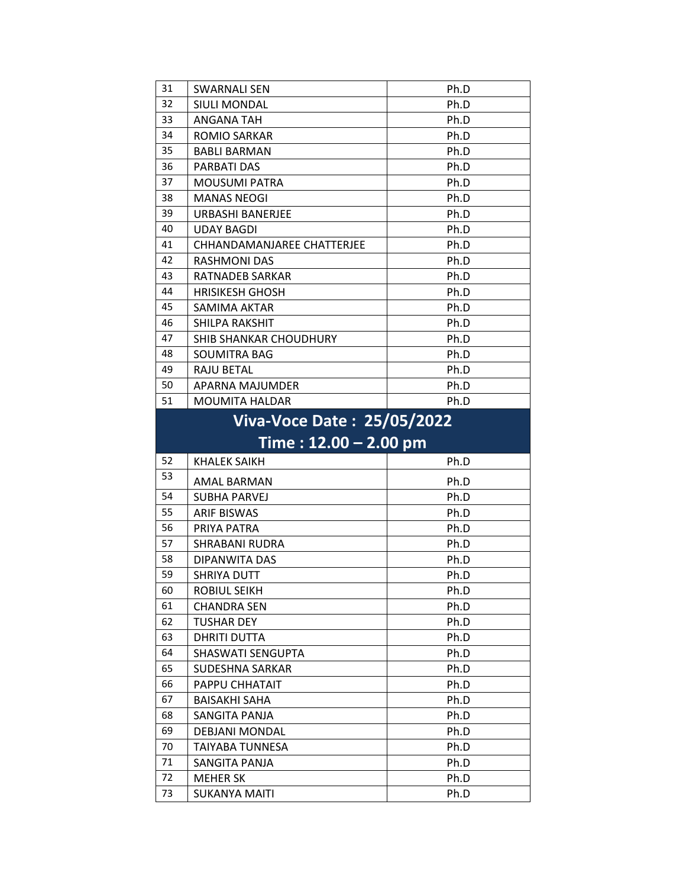| 31 | SWARNALI SEN | Ph.D |
|---|---|---|
| 32 | SIULI MONDAL | Ph.D |
| 33 | ANGANA TAH | Ph.D |
| 34 | ROMIO SARKAR | Ph.D |
| 35 | BABLI BARMAN | Ph.D |
| 36 | PARBATI DAS | Ph.D |
| 37 | MOUSUMI PATRA | Ph.D |
| 38 | MANAS NEOGI | Ph.D |
| 39 | URBASHI BANERJEE | Ph.D |
| 40 | UDAY BAGDI | Ph.D |
| 41 | CHHANDAMANJAREE CHATTERJEE | Ph.D |
| 42 | RASHMONI DAS | Ph.D |
| 43 | RATNADEB SARKAR | Ph.D |
| 44 | HRISIKESH GHOSH | Ph.D |
| 45 | SAMIMA AKTAR | Ph.D |
| 46 | SHILPA RAKSHIT | Ph.D |
| 47 | SHIB SHANKAR CHOUDHURY | Ph.D |
| 48 | SOUMITRA BAG | Ph.D |
| 49 | RAJU BETAL | Ph.D |
| 50 | APARNA MAJUMDER | Ph.D |
| 51 | MOUMITA HALDAR | Ph.D |

## Viva-Voce Date : 25/05/2022

## Time : 12.00 – 2.00 pm

| 52 | KHALEK SAIKH | Ph.D |
|---|---|---|
| 53 | AMAL BARMAN | Ph.D |
| 54 | SUBHA PARVEJ | Ph.D |
| 55 | ARIF BISWAS | Ph.D |
| 56 | PRIYA PATRA | Ph.D |
| 57 | SHRABANI RUDRA | Ph.D |
| 58 | DIPANWITA DAS | Ph.D |
| 59 | SHRIYA DUTT | Ph.D |
| 60 | ROBIUL SEIKH | Ph.D |
| 61 | CHANDRA SEN | Ph.D |
| 62 | TUSHAR DEY | Ph.D |
| 63 | DHRITI DUTTA | Ph.D |
| 64 | SHASWATI SENGUPTA | Ph.D |
| 65 | SUDESHNA SARKAR | Ph.D |
| 66 | PAPPU CHHATAIT | Ph.D |
| 67 | BAISAKHI SAHA | Ph.D |
| 68 | SANGITA PANJA | Ph.D |
| 69 | DEBJANI MONDAL | Ph.D |
| 70 | TAIYABA TUNNESA | Ph.D |
| 71 | SANGITA PANJA | Ph.D |
| 72 | MEHER SK | Ph.D |
| 73 | SUKANYA MAITI | Ph.D |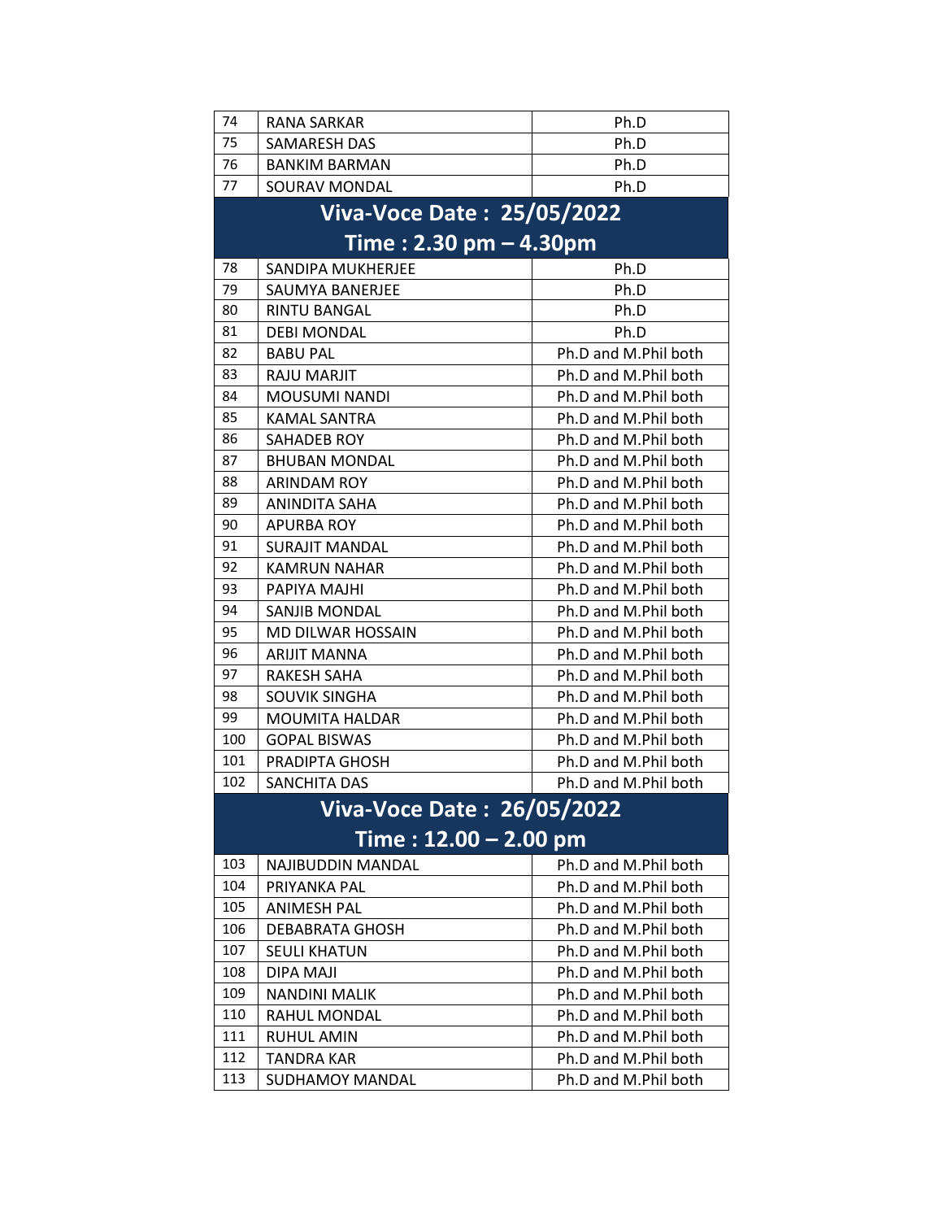| | | |
|---|---|---|
| 74 | RANA SARKAR | Ph.D |
| 75 | SAMARESH DAS | Ph.D |
| 76 | BANKIM BARMAN | Ph.D |
| 77 | SOUROV MONDAL | Ph.D |

## Viva-Voce Date : 25/05/2022
## Time : 2.30 pm – 4.30pm

| | | |
|---|---|---|
| 78 | SANDIPA MUKHERJEE | Ph.D |
| 79 | SAUMYA BANERJEE | Ph.D |
| 80 | RINTU BANGAL | Ph.D |
| 81 | DEBI MONDAL | Ph.D |
| 82 | BABU PAL | Ph.D and M.Phil both |
| 83 | RAJU MARJIT | Ph.D and M.Phil both |
| 84 | MOUSUMI NANDI | Ph.D and M.Phil both |
| 85 | KAMAL SANTRA | Ph.D and M.Phil both |
| 86 | SAHADEB ROY | Ph.D and M.Phil both |
| 87 | BHUBAN MONDAL | Ph.D and M.Phil both |
| 88 | ARINDAM ROY | Ph.D and M.Phil both |
| 89 | ANINDITA SAHA | Ph.D and M.Phil both |
| 90 | APURBA ROY | Ph.D and M.Phil both |
| 91 | SURAJIT MANDAL | Ph.D and M.Phil both |
| 92 | KAMRUN NAHAR | Ph.D and M.Phil both |
| 93 | PAPIYA MAJHI | Ph.D and M.Phil both |
| 94 | SANJIB MONDAL | Ph.D and M.Phil both |
| 95 | MD DILWAR HOSSAIN | Ph.D and M.Phil both |
| 96 | ARIJIT MANNA | Ph.D and M.Phil both |
| 97 | RAKESH SAHA | Ph.D and M.Phil both |
| 98 | SOUVIK SINGHA | Ph.D and M.Phil both |
| 99 | MOUMITA HALDAR | Ph.D and M.Phil both |
| 100 | GOPAL BISWAS | Ph.D and M.Phil both |
| 101 | PRADIPTA GHOSH | Ph.D and M.Phil both |
| 102 | SANCHITA DAS | Ph.D and M.Phil both |

## Viva-Voce Date : 26/05/2022
## Time : 12.00 – 2.00 pm

| | | |
|---|---|---|
| 103 | NAJIBUDDIN MANDAL | Ph.D and M.Phil both |
| 104 | PRIYANKA PAL | Ph.D and M.Phil both |
| 105 | ANIMESH PAL | Ph.D and M.Phil both |
| 106 | DEBABRATA GHOSH | Ph.D and M.Phil both |
| 107 | SEULI KHATUN | Ph.D and M.Phil both |
| 108 | DIPA MAJI | Ph.D and M.Phil both |
| 109 | NANDINI MALIK | Ph.D and M.Phil both |
| 110 | RAHUL MONDAL | Ph.D and M.Phil both |
| 111 | RUHUL AMIN | Ph.D and M.Phil both |
| 112 | TANDRA KAR | Ph.D and M.Phil both |
| 113 | SUDHAMOY MANDAL | Ph.D and M.Phil both |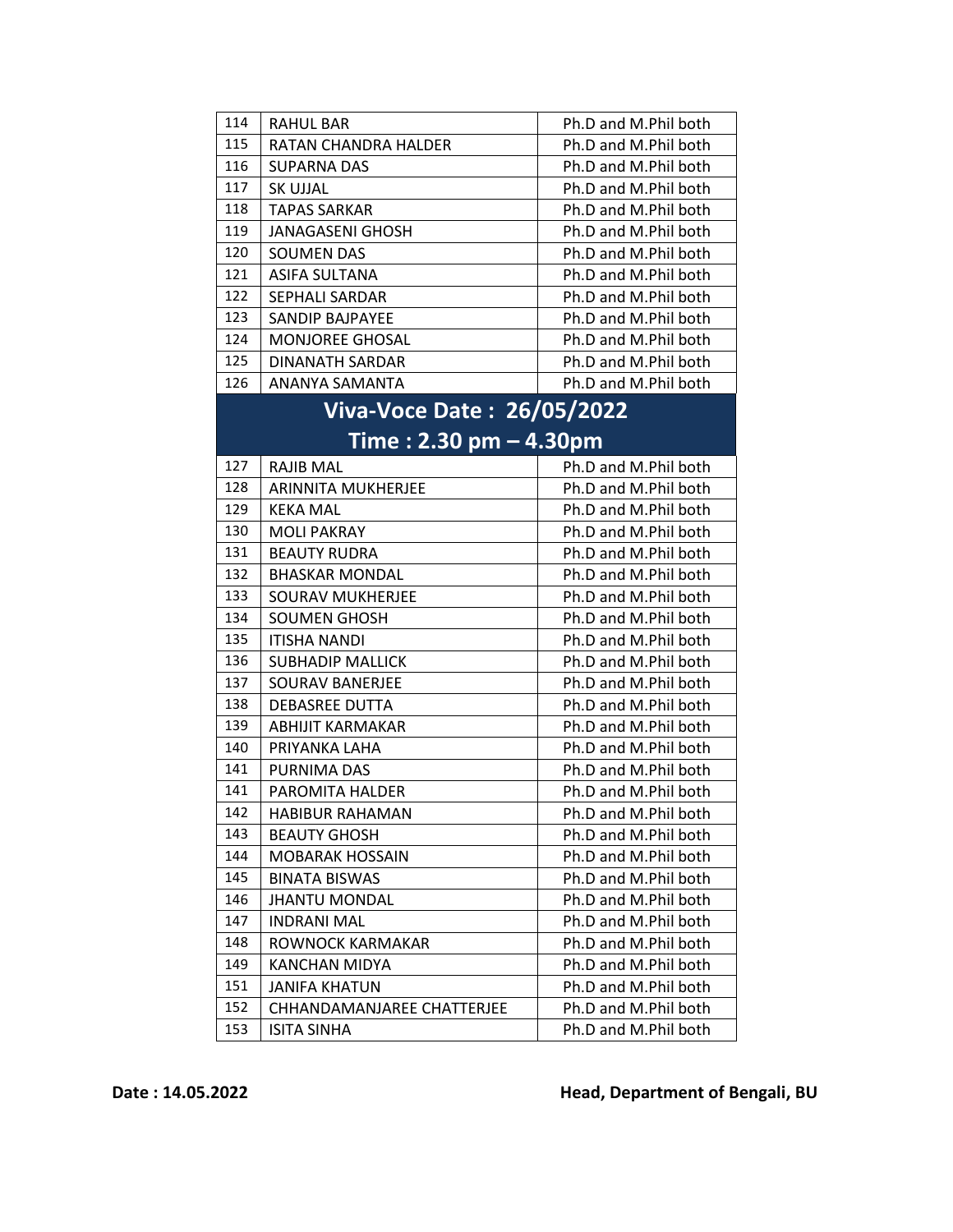| | | |
|---|---|---|
| 114 | RAHUL BAR | Ph.D and M.Phil both |
| 115 | RATAN CHANDRA HALDER | Ph.D and M.Phil both |
| 116 | SUPARNA DAS | Ph.D and M.Phil both |
| 117 | SK UJJAL | Ph.D and M.Phil both |
| 118 | TAPAS SARKAR | Ph.D and M.Phil both |
| 119 | JANAGASENI GHOSH | Ph.D and M.Phil both |
| 120 | SOUMEN DAS | Ph.D and M.Phil both |
| 121 | ASIFA SULTANA | Ph.D and M.Phil both |
| 122 | SEPHALI SARDAR | Ph.D and M.Phil both |
| 123 | SANDIP BAJPAYEE | Ph.D and M.Phil both |
| 124 | MONJOREE GHOSAL | Ph.D and M.Phil both |
| 125 | DINANATH SARDAR | Ph.D and M.Phil both |
| 126 | ANANYA SAMANTA | Ph.D and M.Phil both |
| **Viva-Voce Date : 26/05/2022 Time : 2.30 pm – 4.30pm** | | |
| 127 | RAJIB MAL | Ph.D and M.Phil both |
| 128 | ARINNITA MUKHERJEE | Ph.D and M.Phil both |
| 129 | KEKA MAL | Ph.D and M.Phil both |
| 130 | MOLI PAKRAY | Ph.D and M.Phil both |
| 131 | BEAUTY RUDRA | Ph.D and M.Phil both |
| 132 | BHASKAR MONDAL | Ph.D and M.Phil both |
| 133 | SOURAV MUKHERJEE | Ph.D and M.Phil both |
| 134 | SOUMEN GHOSH | Ph.D and M.Phil both |
| 135 | ITISHA NANDI | Ph.D and M.Phil both |
| 136 | SUBHADIP MALLICK | Ph.D and M.Phil both |
| 137 | SOURAV BANERJEE | Ph.D and M.Phil both |
| 138 | DEBASREE DUTTA | Ph.D and M.Phil both |
| 139 | ABHIJIT KARMAKAR | Ph.D and M.Phil both |
| 140 | PRIYANKA LAHA | Ph.D and M.Phil both |
| 141 | PURNIMA DAS | Ph.D and M.Phil both |
| 141 | PAROMITA HALDER | Ph.D and M.Phil both |
| 142 | HABIBUR RAHAMAN | Ph.D and M.Phil both |
| 143 | BEAUTY GHOSH | Ph.D and M.Phil both |
| 144 | MOBARAK HOSSAIN | Ph.D and M.Phil both |
| 145 | BINATA BISWAS | Ph.D and M.Phil both |
| 146 | JHANTU MONDAL | Ph.D and M.Phil both |
| 147 | INDRANI MAL | Ph.D and M.Phil both |
| 148 | ROWNOCK KARMAKAR | Ph.D and M.Phil both |
| 149 | KANCHAN MIDYA | Ph.D and M.Phil both |
| 151 | JANIFA KHATUN | Ph.D and M.Phil both |
| 152 | CHHANDAMANJAREE CHATTERJEE | Ph.D and M.Phil both |
| 153 | ISITA SINHA | Ph.D and M.Phil both |

**Date : 14.05.2022**

**Head, Department of Bengali, BU**